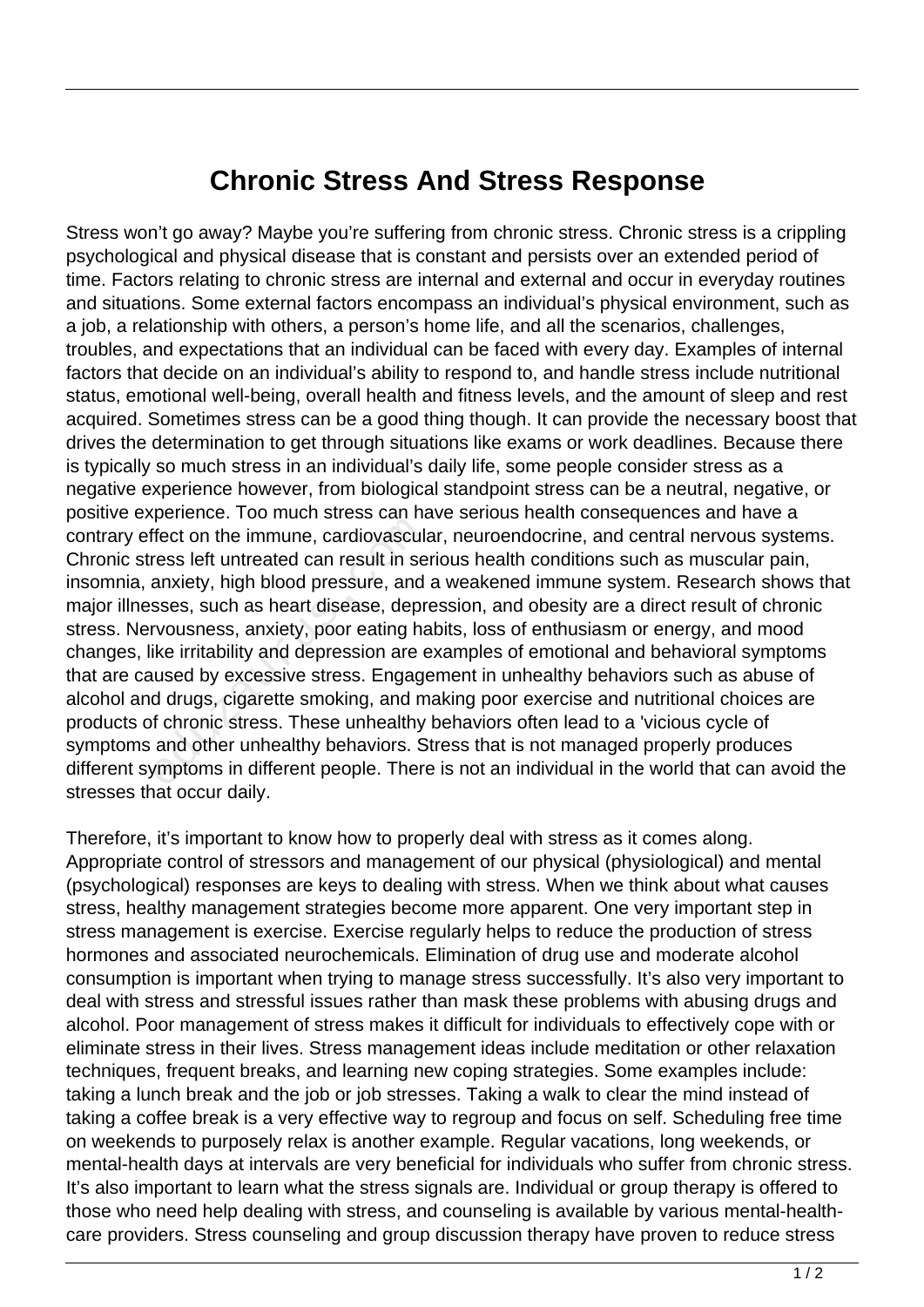# Chronic Stress And Stress Response

Stress won't go away? Maybe you're suffering from chronic stress. Chronic stress is a crippling psychological and physical disease that is constant and persists over an extended period of time. Factors relating to chronic stress are internal and external and occur in everyday routines and situations. Some external factors encompass an individual's physical environment, such as a job, a relationship with others, a person's home life, and all the scenarios, challenges, troubles, and expectations that an individual can be faced with every day. Examples of internal factors that decide on an individual's ability to respond to, and handle stress include nutritional status, emotional well-being, overall health and fitness levels, and the amount of sleep and rest acquired. Sometimes stress can be a good thing though. It can provide the necessary boost that drives the determination to get through situations like exams or work deadlines. Because there is typically so much stress in an individual's daily life, some people consider stress as a negative experience however, from biological standpoint stress can be a neutral, negative, or positive experience. Too much stress can have serious health consequences and have a contrary effect on the immune, cardiovascular, neuroendocrine, and central nervous systems. Chronic stress left untreated can result in serious health conditions such as muscular pain, insomnia, anxiety, high blood pressure, and a weakened immune system. Research shows that major illnesses, such as heart disease, depression, and obesity are a direct result of chronic stress. Nervousness, anxiety, poor eating habits, loss of enthusiasm or energy, and mood changes, like irritability and depression are examples of emotional and behavioral symptoms that are caused by excessive stress. Engagement in unhealthy behaviors such as abuse of alcohol and drugs, cigarette smoking, and making poor exercise and nutritional choices are products of chronic stress. These unhealthy behaviors often lead to a 'vicious cycle of symptoms and other unhealthy behaviors. Stress that is not managed properly produces different symptoms in different people. There is not an individual in the world that can avoid the stresses that occur daily.

Therefore, it's important to know how to properly deal with stress as it comes along. Appropriate control of stressors and management of our physical (physiological) and mental (psychological) responses are keys to dealing with stress. When we think about what causes stress, healthy management strategies become more apparent. One very important step in stress management is exercise. Exercise regularly helps to reduce the production of stress hormones and associated neurochemicals. Elimination of drug use and moderate alcohol consumption is important when trying to manage stress successfully. It's also very important to deal with stress and stressful issues rather than mask these problems with abusing drugs and alcohol. Poor management of stress makes it difficult for individuals to effectively cope with or eliminate stress in their lives. Stress management ideas include meditation or other relaxation techniques, frequent breaks, and learning new coping strategies. Some examples include: taking a lunch break and the job or job stresses. Taking a walk to clear the mind instead of taking a coffee break is a very effective way to regroup and focus on self. Scheduling free time on weekends to purposely relax is another example. Regular vacations, long weekends, or mental-health days at intervals are very beneficial for individuals who suffer from chronic stress. It's also important to learn what the stress signals are. Individual or group therapy is offered to those who need help dealing with stress, and counseling is available by various mental-health-care providers. Stress counseling and group discussion therapy have proven to reduce stress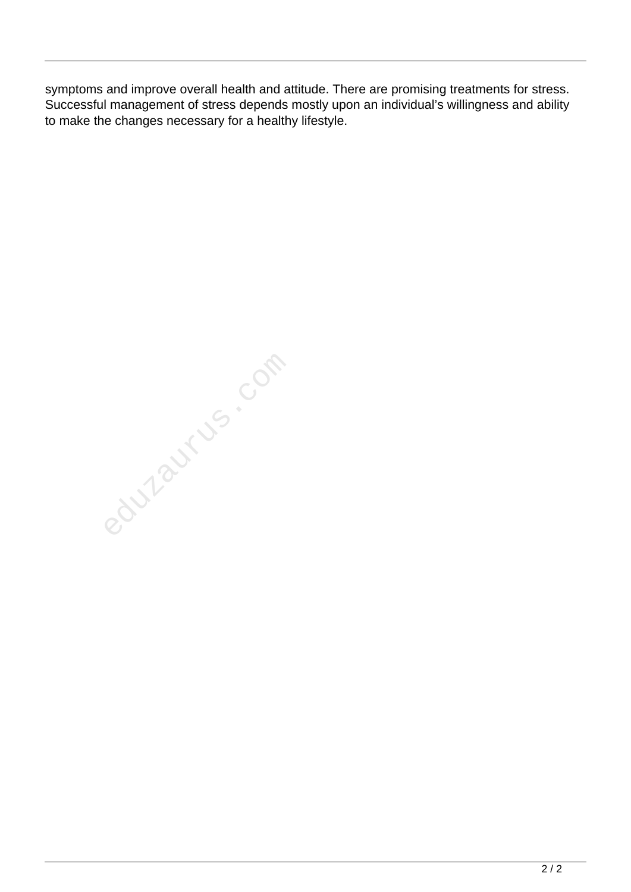symptoms and improve overall health and attitude. There are promising treatments for stress. Successful management of stress depends mostly upon an individual's willingness and ability to make the changes necessary for a healthy lifestyle.